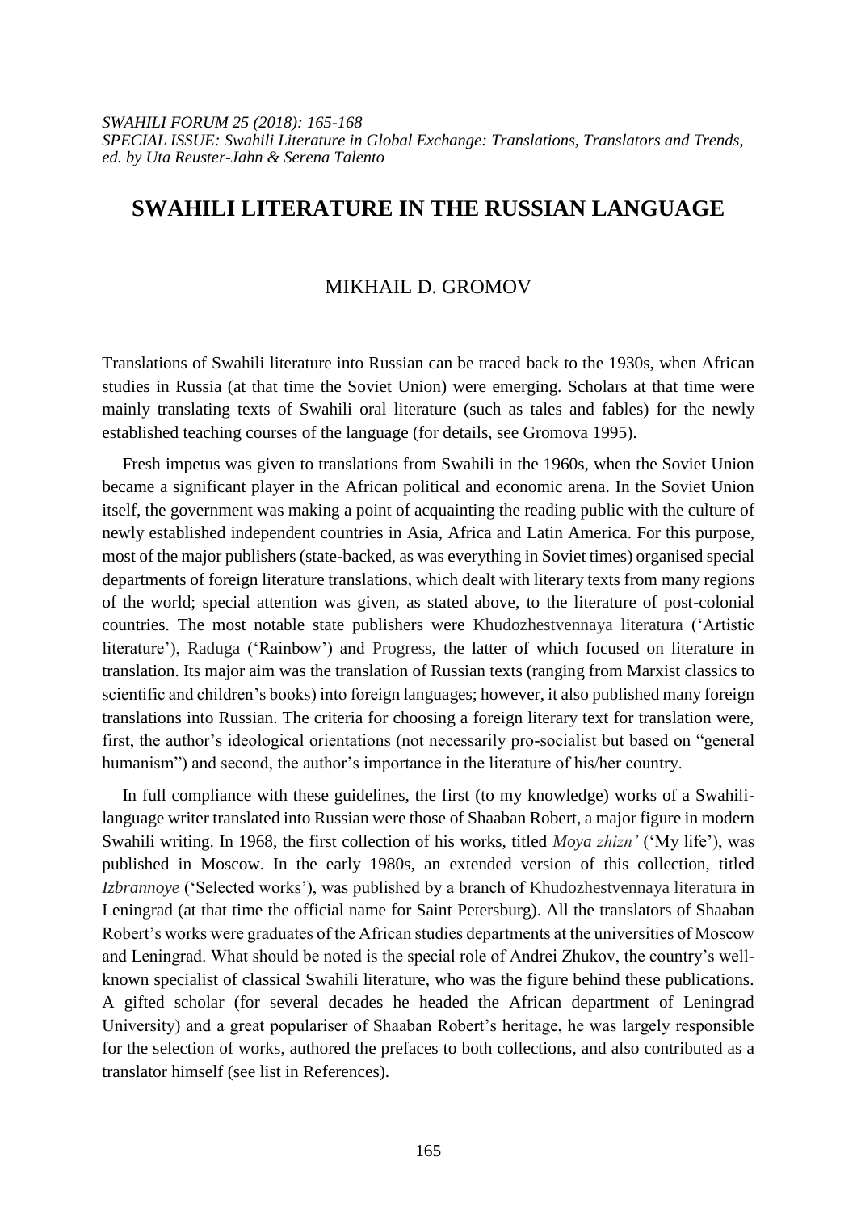*SWAHILI FORUM 25 (2018): 165-168*
*SPECIAL ISSUE: Swahili Literature in Global Exchange: Translations, Translators and Trends, ed. by Uta Reuster-Jahn & Serena Talento*

# SWAHILI LITERATURE IN THE RUSSIAN LANGUAGE

MIKHAIL D. GROMOV

Translations of Swahili literature into Russian can be traced back to the 1930s, when African studies in Russia (at that time the Soviet Union) were emerging. Scholars at that time were mainly translating texts of Swahili oral literature (such as tales and fables) for the newly established teaching courses of the language (for details, see Gromova 1995).

Fresh impetus was given to translations from Swahili in the 1960s, when the Soviet Union became a significant player in the African political and economic arena. In the Soviet Union itself, the government was making a point of acquainting the reading public with the culture of newly established independent countries in Asia, Africa and Latin America. For this purpose, most of the major publishers (state-backed, as was everything in Soviet times) organised special departments of foreign literature translations, which dealt with literary texts from many regions of the world; special attention was given, as stated above, to the literature of post-colonial countries. The most notable state publishers were Khudozhestvennaya literatura ('Artistic literature'), Raduga ('Rainbow') and Progress, the latter of which focused on literature in translation. Its major aim was the translation of Russian texts (ranging from Marxist classics to scientific and children's books) into foreign languages; however, it also published many foreign translations into Russian. The criteria for choosing a foreign literary text for translation were, first, the author's ideological orientations (not necessarily pro-socialist but based on "general humanism") and second, the author's importance in the literature of his/her country.

In full compliance with these guidelines, the first (to my knowledge) works of a Swahili-language writer translated into Russian were those of Shaaban Robert, a major figure in modern Swahili writing. In 1968, the first collection of his works, titled *Moya zhizn'* ('My life'), was published in Moscow. In the early 1980s, an extended version of this collection, titled *Izbrannoye* ('Selected works'), was published by a branch of Khudozhestvennaya literatura in Leningrad (at that time the official name for Saint Petersburg). All the translators of Shaaban Robert's works were graduates of the African studies departments at the universities of Moscow and Leningrad. What should be noted is the special role of Andrei Zhukov, the country's well-known specialist of classical Swahili literature, who was the figure behind these publications. A gifted scholar (for several decades he headed the African department of Leningrad University) and a great populariser of Shaaban Robert's heritage, he was largely responsible for the selection of works, authored the prefaces to both collections, and also contributed as a translator himself (see list in References).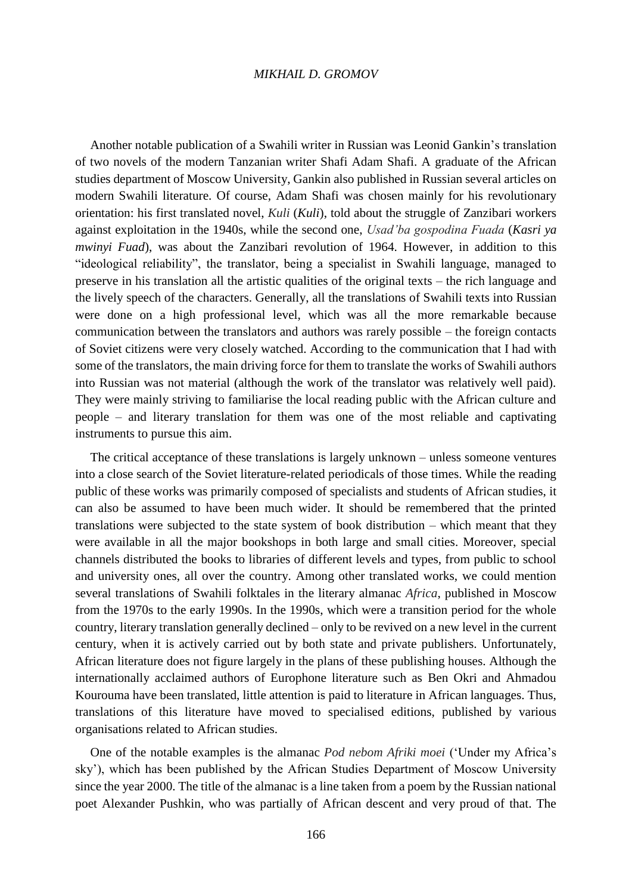Another notable publication of a Swahili writer in Russian was Leonid Gankin's translation of two novels of the modern Tanzanian writer Shafi Adam Shafi. A graduate of the African studies department of Moscow University, Gankin also published in Russian several articles on modern Swahili literature. Of course, Adam Shafi was chosen mainly for his revolutionary orientation: his first translated novel, *Kuli* (***Kuli***), told about the struggle of Zanzibari workers against exploitation in the 1940s, while the second one, *Usad'ba gospodina Fuada* (***Kasri ya mwinyi Fuad***), was about the Zanzibari revolution of 1964. However, in addition to this "ideological reliability", the translator, being a specialist in Swahili language, managed to preserve in his translation all the artistic qualities of the original texts – the rich language and the lively speech of the characters. Generally, all the translations of Swahili texts into Russian were done on a high professional level, which was all the more remarkable because communication between the translators and authors was rarely possible – the foreign contacts of Soviet citizens were very closely watched. According to the communication that I had with some of the translators, the main driving force for them to translate the works of Swahili authors into Russian was not material (although the work of the translator was relatively well paid). They were mainly striving to familiarise the local reading public with the African culture and people – and literary translation for them was one of the most reliable and captivating instruments to pursue this aim.

The critical acceptance of these translations is largely unknown – unless someone ventures into a close search of the Soviet literature-related periodicals of those times. While the reading public of these works was primarily composed of specialists and students of African studies, it can also be assumed to have been much wider. It should be remembered that the printed translations were subjected to the state system of book distribution – which meant that they were available in all the major bookshops in both large and small cities. Moreover, special channels distributed the books to libraries of different levels and types, from public to school and university ones, all over the country. Among other translated works, we could mention several translations of Swahili folktales in the literary almanac *Africa*, published in Moscow from the 1970s to the early 1990s. In the 1990s, which were a transition period for the whole country, literary translation generally declined – only to be revived on a new level in the current century, when it is actively carried out by both state and private publishers. Unfortunately, African literature does not figure largely in the plans of these publishing houses. Although the internationally acclaimed authors of Europhone literature such as Ben Okri and Ahmadou Kourouma have been translated, little attention is paid to literature in African languages. Thus, translations of this literature have moved to specialised editions, published by various organisations related to African studies.

One of the notable examples is the almanac *Pod nebom Afriki moei* ('Under my Africa's sky'), which has been published by the African Studies Department of Moscow University since the year 2000. The title of the almanac is a line taken from a poem by the Russian national poet Alexander Pushkin, who was partially of African descent and very proud of that. The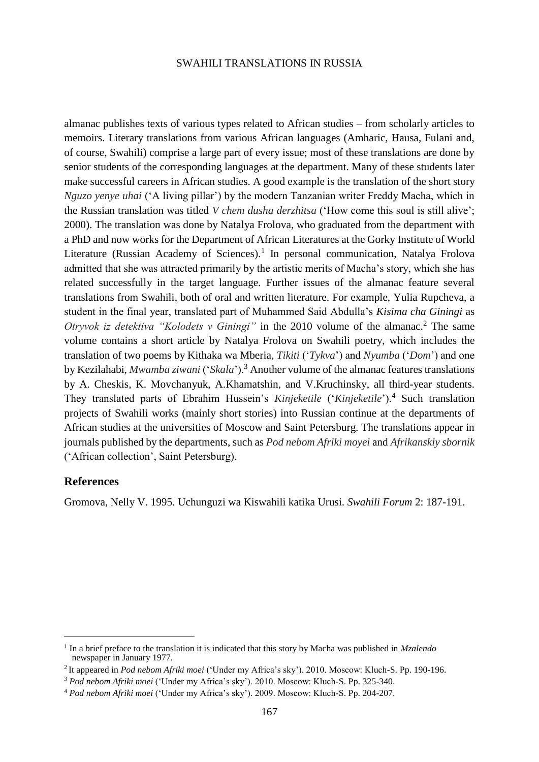almanac publishes texts of various types related to African studies – from scholarly articles to memoirs. Literary translations from various African languages (Amharic, Hausa, Fulani and, of course, Swahili) comprise a large part of every issue; most of these translations are done by senior students of the corresponding languages at the department. Many of these students later make successful careers in African studies. A good example is the translation of the short story *Nguzo yenye uhai* ('A living pillar') by the modern Tanzanian writer Freddy Macha, which in the Russian translation was titled *V chem dusha derzhitsa* ('How come this soul is still alive'; 2000). The translation was done by Natalya Frolova, who graduated from the department with a PhD and now works for the Department of African Literatures at the Gorky Institute of World Literature (Russian Academy of Sciences).[1] In personal communication, Natalya Frolova admitted that she was attracted primarily by the artistic merits of Macha's story, which she has related successfully in the target language. Further issues of the almanac feature several translations from Swahili, both of oral and written literature. For example, Yulia Rupcheva, a student in the final year, translated part of Muhammed Said Abdulla's ***Kisima cha Giningi*** as *Otryvok iz detektiva "Kolodets v Giningi"* in the 2010 volume of the almanac.[2] The same volume contains a short article by Natalya Frolova on Swahili poetry, which includes the translation of two poems by Kithaka wa Mberia, *Tikiti* ('*Tykva*') and *Nyumba* ('*Dom*') and one by Kezilahabi, *Mwamba ziwani* ('*Skala*').[3] Another volume of the almanac features translations by A. Cheskis, K. Movchanyuk, A.Khamatshin, and V.Kruchinsky, all third-year students. They translated parts of Ebrahim Hussein's *Kinjeketile* ('*Kinjeketile*').[4] Such translation projects of Swahili works (mainly short stories) into Russian continue at the departments of African studies at the universities of Moscow and Saint Petersburg. The translations appear in journals published by the departments, such as *Pod nebom Afriki moyei* and *Afrikanskiy sbornik* ('African collection', Saint Petersburg).

## References

Gromova, Nelly V. 1995. Uchunguzi wa Kiswahili katika Urusi. *Swahili Forum* 2: 187-191.

---

[1] In a brief preface to the translation it is indicated that this story by Macha was published in *Mzalendo* newspaper in January 1977.

[2] It appeared in *Pod nebom Afriki moei* ('Under my Africa's sky'). 2010. Moscow: Kluch-S. Pp. 190-196.

[3] *Pod nebom Afriki moei* ('Under my Africa's sky'). 2010. Moscow: Kluch-S. Pp. 325-340.

[4] *Pod nebom Afriki moei* ('Under my Africa's sky'). 2009. Moscow: Kluch-S. Pp. 204-207.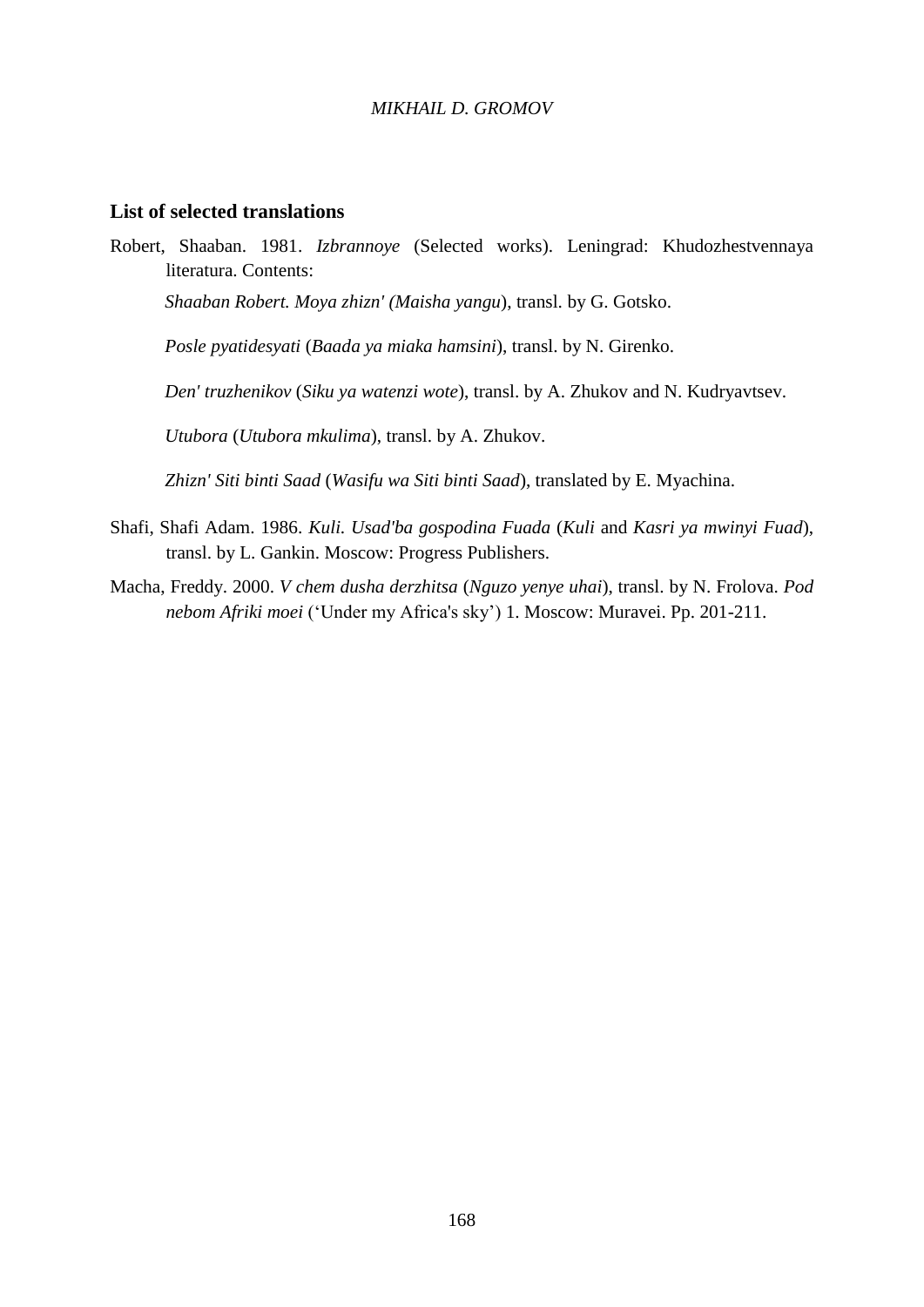## List of selected translations

Robert, Shaaban. 1981. *Izbrannoye* (Selected works). Leningrad: Khudozhestvennaya literatura. Contents:

*Shaaban Robert. Moya zhizn' (Maisha yangu*), transl. by G. Gotsko.

*Posle pyatidesyati* (*Baada ya miaka hamsini*), transl. by N. Girenko.

*Den' truzhenikov* (*Siku ya watenzi wote*), transl. by A. Zhukov and N. Kudryavtsev.

*Utubora* (*Utubora mkulima*), transl. by A. Zhukov.

*Zhizn' Siti binti Saad* (*Wasifu wa Siti binti Saad*), translated by E. Myachina.

Shafi, Shafi Adam. 1986. *Kuli. Usad'ba gospodina Fuada* (*Kuli* and *Kasri ya mwinyi Fuad*), transl. by L. Gankin. Moscow: Progress Publishers.

Macha, Freddy. 2000. *V chem dusha derzhitsa* (*Nguzo yenye uhai*), transl. by N. Frolova. *Pod nebom Afriki moei* ('Under my Africa's sky') 1. Moscow: Muravei. Pp. 201-211.